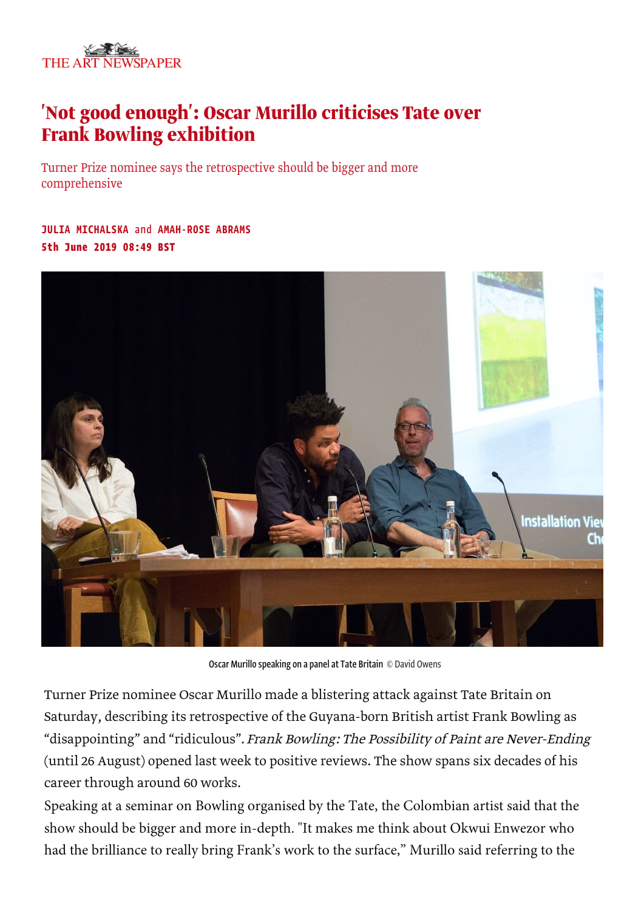THE ART NEWSPAPER

# 'Not good enough': Oscar Murillo criticises Tate over Frank Bowling exhibition

Turner Prize nominee says the retrospective should be bigger and more comprehensive

**JULIA MICHALSKA** and **AMAH-ROSE ABRAMS**
**5th June 2019 08:49 BST**

Oscar Murillo speaking on a panel at Tate Britain © David Owens

Turner Prize nominee Oscar Murillo made a blistering attack against Tate Britain on Saturday, describing its retrospective of the Guyana-born British artist Frank Bowling as "disappointing" and "ridiculous". *Frank Bowling: The Possibility of Paint are Never-Ending* (until 26 August) opened last week to positive reviews. The show spans six decades of his career through around 60 works.

Speaking at a seminar on Bowling organised by the Tate, the Colombian artist said that the show should be bigger and more in-depth. "It makes me think about Okwui Enwezor who had the brilliance to really bring Frank's work to the surface," Murillo said referring to the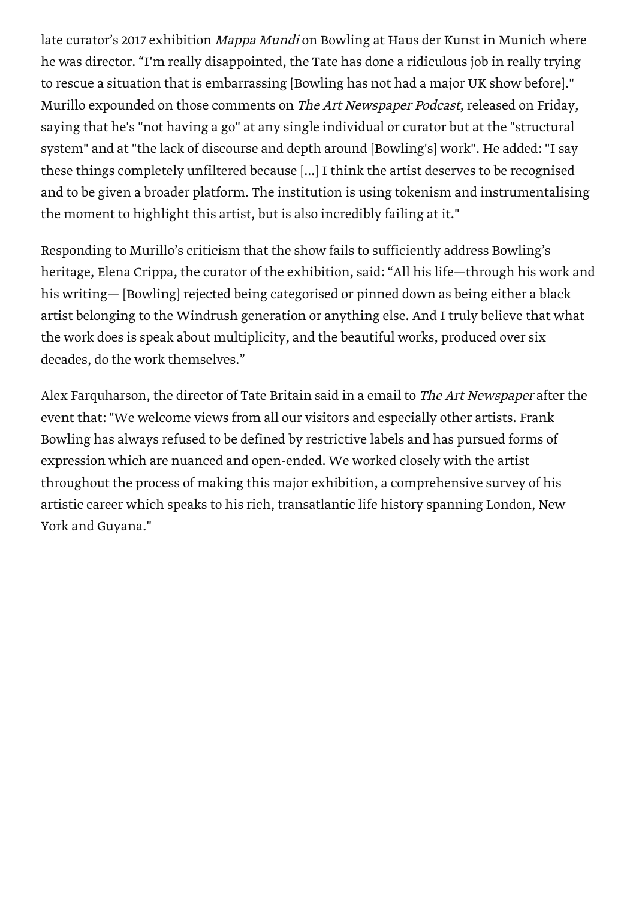late curator's 2017 exhibition *Mappa Mundi* on Bowling at Haus der Kunst in Munich where he was director. "I'm really disappointed, the Tate has done a ridiculous job in really trying to rescue a situation that is embarrassing [Bowling has not had a major UK show before]." Murillo expounded on those comments on *The Art Newspaper Podcast*, released on Friday, saying that he's "not having a go" at any single individual or curator but at the "structural system" and at "the lack of discourse and depth around [Bowling's] work". He added: "I say these things completely unfiltered because [...] I think the artist deserves to be recognised and to be given a broader platform. The institution is using tokenism and instrumentalising the moment to highlight this artist, but is also incredibly failing at it."

Responding to Murillo's criticism that the show fails to sufficiently address Bowling's heritage, Elena Crippa, the curator of the exhibition, said: "All his life—through his work and his writing— [Bowling] rejected being categorised or pinned down as being either a black artist belonging to the Windrush generation or anything else. And I truly believe that what the work does is speak about multiplicity, and the beautiful works, produced over six decades, do the work themselves."

Alex Farquharson, the director of Tate Britain said in a email to *The Art Newspaper* after the event that: "We welcome views from all our visitors and especially other artists. Frank Bowling has always refused to be defined by restrictive labels and has pursued forms of expression which are nuanced and open-ended. We worked closely with the artist throughout the process of making this major exhibition, a comprehensive survey of his artistic career which speaks to his rich, transatlantic life history spanning London, New York and Guyana."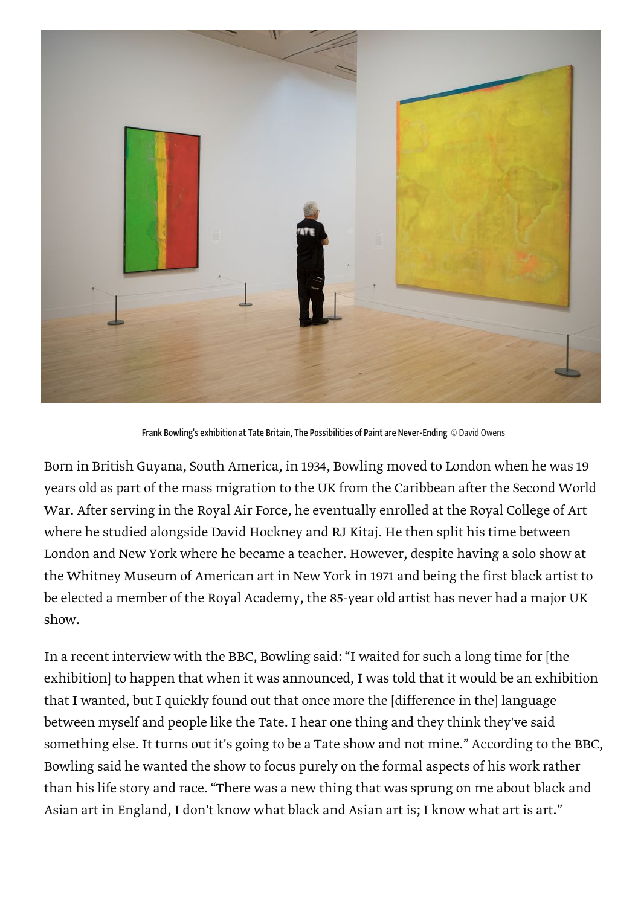Frank Bowling's exhibition at Tate Britain, The Possibilities of Paint are Never-Ending © David Owens

Born in British Guyana, South America, in 1934, Bowling moved to London when he was 19 years old as part of the mass migration to the UK from the Caribbean after the Second World War. After serving in the Royal Air Force, he eventually enrolled at the Royal College of Art where he studied alongside David Hockney and RJ Kitaj. He then split his time between London and New York where he became a teacher. However, despite having a solo show at the Whitney Museum of American art in New York in 1971 and being the first black artist to be elected a member of the Royal Academy, the 85-year old artist has never had a major UK show.

In a recent interview with the BBC, Bowling said: "I waited for such a long time for [the exhibition] to happen that when it was announced, I was told that it would be an exhibition that I wanted, but I quickly found out that once more the [difference in the] language between myself and people like the Tate. I hear one thing and they think they've said something else. It turns out it's going to be a Tate show and not mine." According to the BBC, Bowling said he wanted the show to focus purely on the formal aspects of his work rather than his life story and race. "There was a new thing that was sprung on me about black and Asian art in England, I don't know what black and Asian art is; I know what art is art."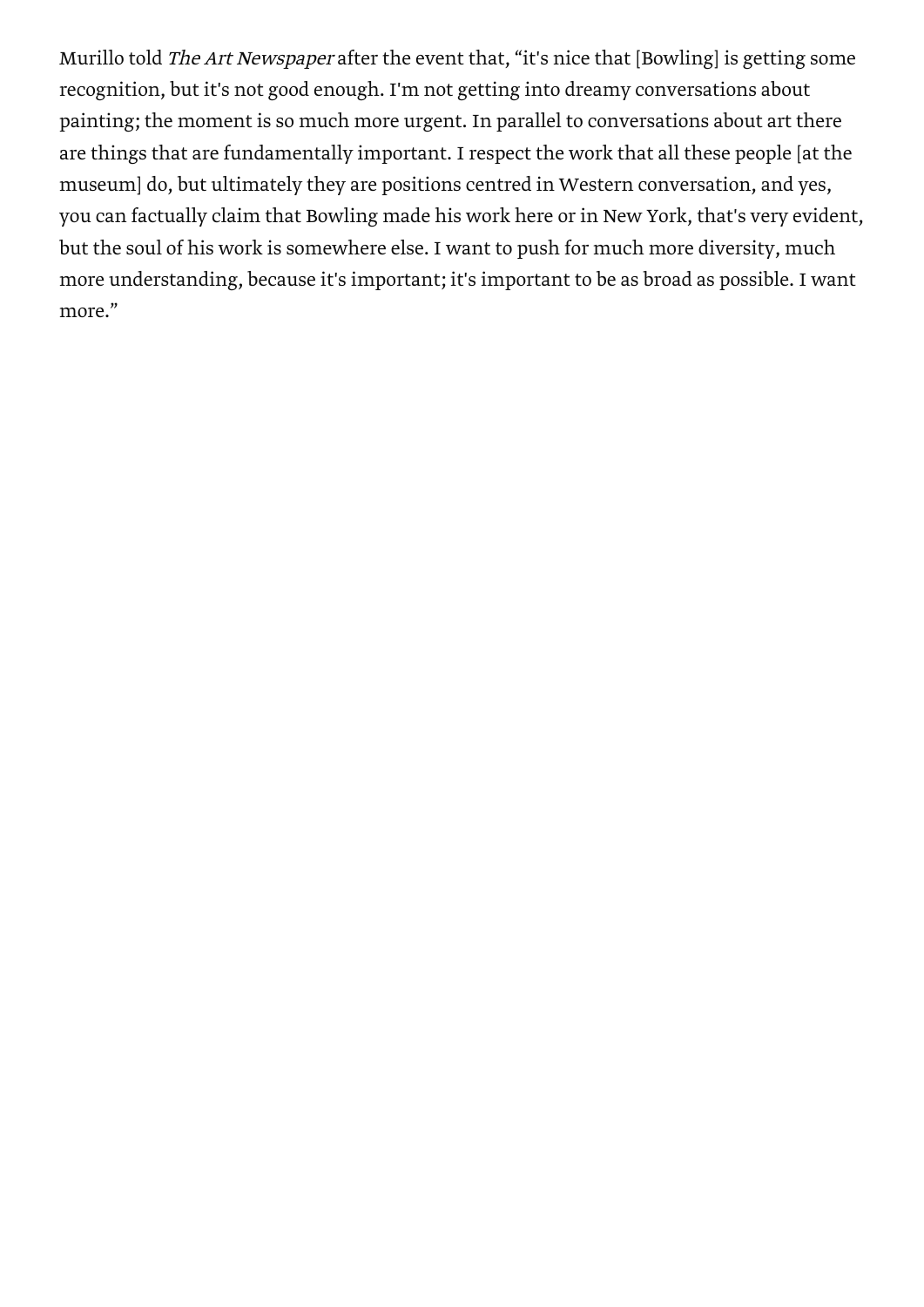Murillo told *The Art Newspaper* after the event that, "it's nice that [Bowling] is getting some recognition, but it's not good enough. I'm not getting into dreamy conversations about painting; the moment is so much more urgent. In parallel to conversations about art there are things that are fundamentally important. I respect the work that all these people [at the museum] do, but ultimately they are positions centred in Western conversation, and yes, you can factually claim that Bowling made his work here or in New York, that's very evident, but the soul of his work is somewhere else. I want to push for much more diversity, much more understanding, because it's important; it's important to be as broad as possible. I want more."